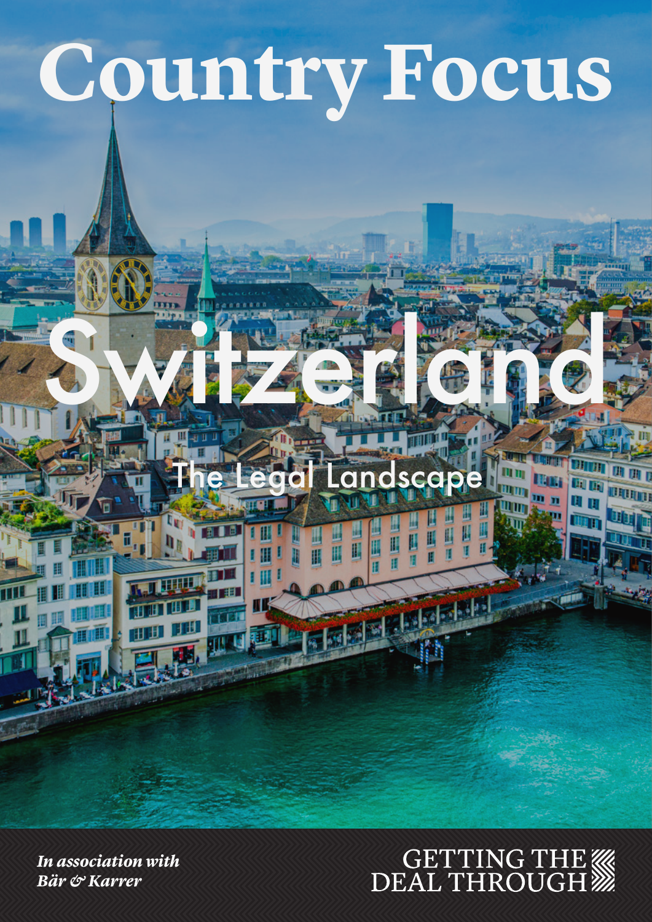# Country Focus

# Switzerland

## The Legal Landscape

*In association with*
*Bär & Karrer*

GETTING THE DEAL THROUGH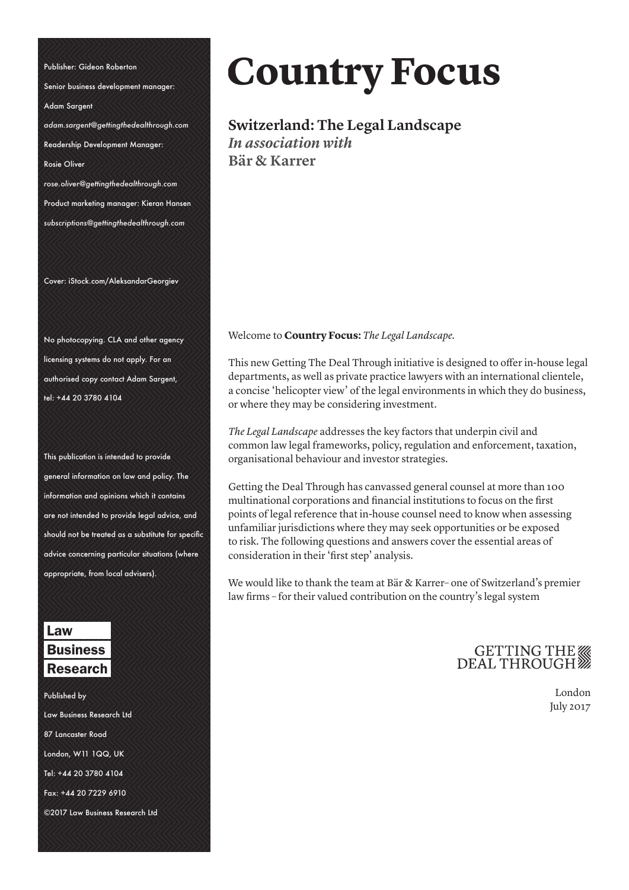# Country Focus

## Switzerland: The Legal Landscape

*In association with*

**Bär & Karrer**

Welcome to **Country Focus:** *The Legal Landscape*.

This new Getting The Deal Through initiative is designed to offer in-house legal departments, as well as private practice lawyers with an international clientele, a concise 'helicopter view' of the legal environments in which they do business, or where they may be considering investment.

*The Legal Landscape* addresses the key factors that underpin civil and common law legal frameworks, policy, regulation and enforcement, taxation, organisational behaviour and investor strategies.

Getting the Deal Through has canvassed general counsel at more than 100 multinational corporations and financial institutions to focus on the first points of legal reference that in-house counsel need to know when assessing unfamiliar jurisdictions where they may seek opportunities or be exposed to risk. The following questions and answers cover the essential areas of consideration in their 'first step' analysis.

We would like to thank the team at Bär & Karrer– one of Switzerland's premier law firms – for their valued contribution on the country's legal system

GETTING THE DEAL THROUGH

London
July 2017

Publisher: Gideon Roberton

Senior business development manager: Adam Sargent

*adam.sargent@gettingthedealthrough.com*

Readership Development Manager: Rosie Oliver

*rose.oliver@gettingthedealthrough.com*

Product marketing manager: Kieran Hansen

*subscriptions@gettingthedealthrough.com*

Cover: iStock.com/AleksandarGeorgiev

No photocopying. CLA and other agency licensing systems do not apply. For an authorised copy contact Adam Sargent, tel: +44 20 3780 4104

This publication is intended to provide general information on law and policy. The information and opinions which it contains are not intended to provide legal advice, and should not be treated as a substitute for specific advice concerning particular situations (where appropriate, from local advisers).

Law Business Research

Published by
Law Business Research Ltd
87 Lancaster Road
London, W11 1QQ, UK
Tel: +44 20 3780 4104
Fax: +44 20 7229 6910
©2017 Law Business Research Ltd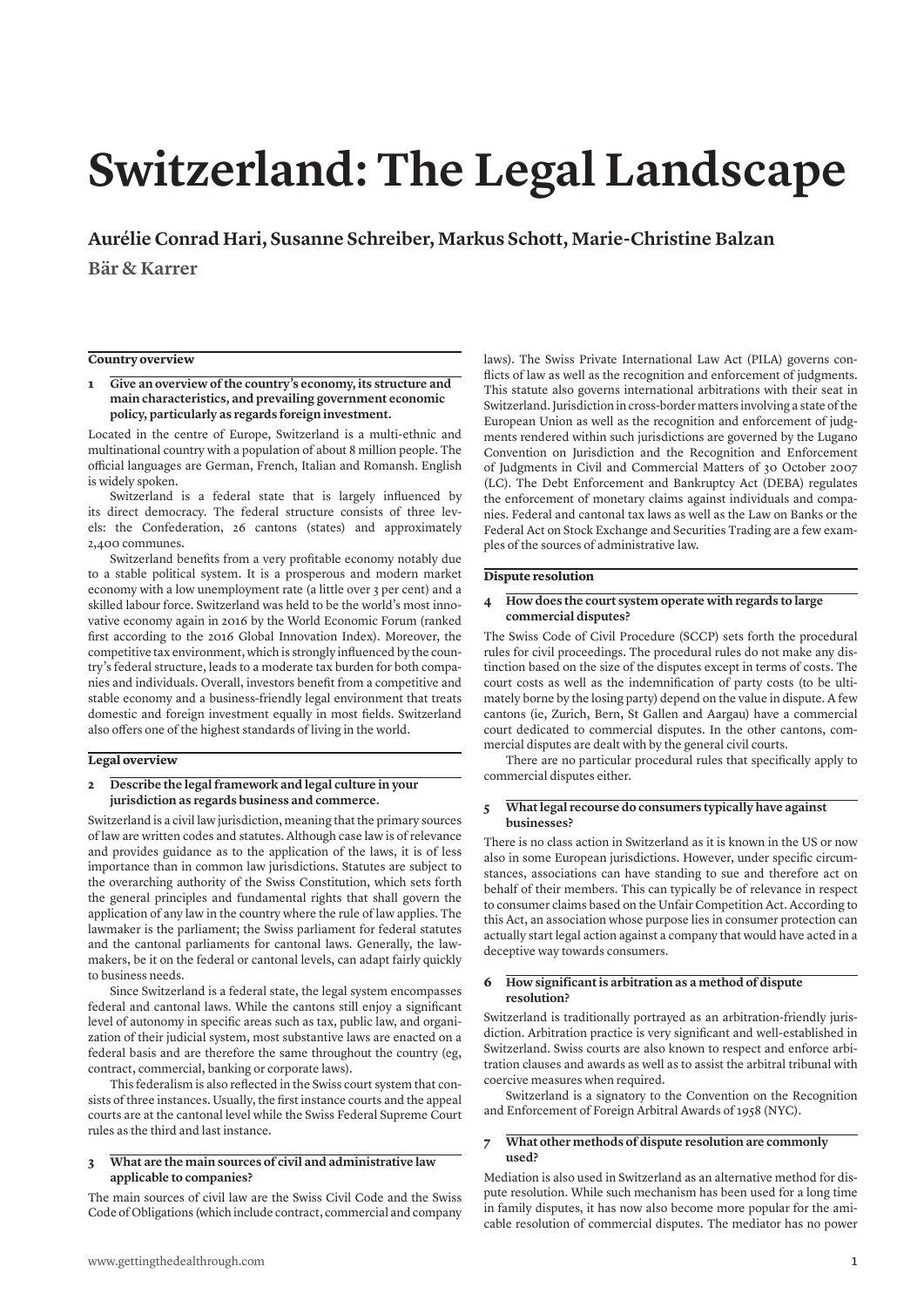# Switzerland: The Legal Landscape

**Aurélie Conrad Hari, Susanne Schreiber, Markus Schott, Marie-Christine Balzan**

**Bär & Karrer**

## Country overview

### 1 Give an overview of the country's economy, its structure and main characteristics, and prevailing government economic policy, particularly as regards foreign investment.

Located in the centre of Europe, Switzerland is a multi-ethnic and multinational country with a population of about 8 million people. The official languages are German, French, Italian and Romansh. English is widely spoken.

Switzerland is a federal state that is largely influenced by its direct democracy. The federal structure consists of three levels: the Confederation, 26 cantons (states) and approximately 2,400 communes.

Switzerland benefits from a very profitable economy notably due to a stable political system. It is a prosperous and modern market economy with a low unemployment rate (a little over 3 per cent) and a skilled labour force. Switzerland was held to be the world's most innovative economy again in 2016 by the World Economic Forum (ranked first according to the 2016 Global Innovation Index). Moreover, the competitive tax environment, which is strongly influenced by the country's federal structure, leads to a moderate tax burden for both companies and individuals. Overall, investors benefit from a competitive and stable economy and a business-friendly legal environment that treats domestic and foreign investment equally in most fields. Switzerland also offers one of the highest standards of living in the world.

## Legal overview

### 2 Describe the legal framework and legal culture in your jurisdiction as regards business and commerce.

Switzerland is a civil law jurisdiction, meaning that the primary sources of law are written codes and statutes. Although case law is of relevance and provides guidance as to the application of the laws, it is of less importance than in common law jurisdictions. Statutes are subject to the overarching authority of the Swiss Constitution, which sets forth the general principles and fundamental rights that shall govern the application of any law in the country where the rule of law applies. The lawmaker is the parliament; the Swiss parliament for federal statutes and the cantonal parliaments for cantonal laws. Generally, the lawmakers, be it on the federal or cantonal levels, can adapt fairly quickly to business needs.

Since Switzerland is a federal state, the legal system encompasses federal and cantonal laws. While the cantons still enjoy a significant level of autonomy in specific areas such as tax, public law, and organization of their judicial system, most substantive laws are enacted on a federal basis and are therefore the same throughout the country (eg, contract, commercial, banking or corporate laws).

This federalism is also reflected in the Swiss court system that consists of three instances. Usually, the first instance courts and the appeal courts are at the cantonal level while the Swiss Federal Supreme Court rules as the third and last instance.

### 3 What are the main sources of civil and administrative law applicable to companies?

The main sources of civil law are the Swiss Civil Code and the Swiss Code of Obligations (which include contract, commercial and company laws). The Swiss Private International Law Act (PILA) governs conflicts of law as well as the recognition and enforcement of judgments. This statute also governs international arbitrations with their seat in Switzerland. Jurisdiction in cross-border matters involving a state of the European Union as well as the recognition and enforcement of judgments rendered within such jurisdictions are governed by the Lugano Convention on Jurisdiction and the Recognition and Enforcement of Judgments in Civil and Commercial Matters of 30 October 2007 (LC). The Debt Enforcement and Bankruptcy Act (DEBA) regulates the enforcement of monetary claims against individuals and companies. Federal and cantonal tax laws as well as the Law on Banks or the Federal Act on Stock Exchange and Securities Trading are a few examples of the sources of administrative law.

## Dispute resolution

### 4 How does the court system operate with regards to large commercial disputes?

The Swiss Code of Civil Procedure (SCCP) sets forth the procedural rules for civil proceedings. The procedural rules do not make any distinction based on the size of the disputes except in terms of costs. The court costs as well as the indemnification of party costs (to be ultimately borne by the losing party) depend on the value in dispute. A few cantons (ie, Zurich, Bern, St Gallen and Aargau) have a commercial court dedicated to commercial disputes. In the other cantons, commercial disputes are dealt with by the general civil courts.

There are no particular procedural rules that specifically apply to commercial disputes either.

### 5 What legal recourse do consumers typically have against businesses?

There is no class action in Switzerland as it is known in the US or now also in some European jurisdictions. However, under specific circumstances, associations can have standing to sue and therefore act on behalf of their members. This can typically be of relevance in respect to consumer claims based on the Unfair Competition Act. According to this Act, an association whose purpose lies in consumer protection can actually start legal action against a company that would have acted in a deceptive way towards consumers.

### 6 How significant is arbitration as a method of dispute resolution?

Switzerland is traditionally portrayed as an arbitration-friendly jurisdiction. Arbitration practice is very significant and well-established in Switzerland. Swiss courts are also known to respect and enforce arbitration clauses and awards as well as to assist the arbitral tribunal with coercive measures when required.

Switzerland is a signatory to the Convention on the Recognition and Enforcement of Foreign Arbitral Awards of 1958 (NYC).

### 7 What other methods of dispute resolution are commonly used?

Mediation is also used in Switzerland as an alternative method for dispute resolution. While such mechanism has been used for a long time in family disputes, it has now also become more popular for the amicable resolution of commercial disputes. The mediator has no power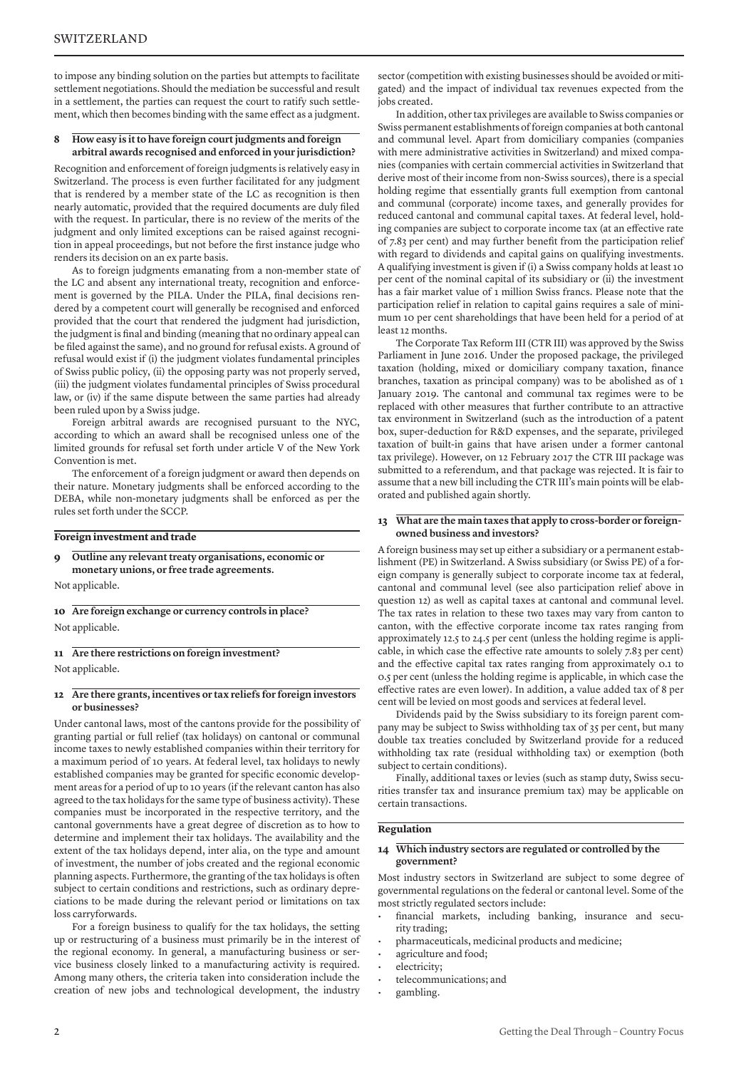to impose any binding solution on the parties but attempts to facilitate settlement negotiations. Should the mediation be successful and result in a settlement, the parties can request the court to ratify such settlement, which then becomes binding with the same effect as a judgment.

### 8 How easy is it to have foreign court judgments and foreign arbitral awards recognised and enforced in your jurisdiction?

Recognition and enforcement of foreign judgments is relatively easy in Switzerland. The process is even further facilitated for any judgment that is rendered by a member state of the LC as recognition is then nearly automatic, provided that the required documents are duly filed with the request. In particular, there is no review of the merits of the judgment and only limited exceptions can be raised against recognition in appeal proceedings, but not before the first instance judge who renders its decision on an ex parte basis.

As to foreign judgments emanating from a non-member state of the LC and absent any international treaty, recognition and enforcement is governed by the PILA. Under the PILA, final decisions rendered by a competent court will generally be recognised and enforced provided that the court that rendered the judgment had jurisdiction, the judgment is final and binding (meaning that no ordinary appeal can be filed against the same), and no ground for refusal exists. A ground of refusal would exist if (i) the judgment violates fundamental principles of Swiss public policy, (ii) the opposing party was not properly served, (iii) the judgment violates fundamental principles of Swiss procedural law, or (iv) if the same dispute between the same parties had already been ruled upon by a Swiss judge.

Foreign arbitral awards are recognised pursuant to the NYC, according to which an award shall be recognised unless one of the limited grounds for refusal set forth under article V of the New York Convention is met.

The enforcement of a foreign judgment or award then depends on their nature. Monetary judgments shall be enforced according to the DEBA, while non-monetary judgments shall be enforced as per the rules set forth under the SCCP.

## Foreign investment and trade

### 9 Outline any relevant treaty organisations, economic or monetary unions, or free trade agreements.

Not applicable.

### 10 Are foreign exchange or currency controls in place?

Not applicable.

### 11 Are there restrictions on foreign investment?

Not applicable.

### 12 Are there grants, incentives or tax reliefs for foreign investors or businesses?

Under cantonal laws, most of the cantons provide for the possibility of granting partial or full relief (tax holidays) on cantonal or communal income taxes to newly established companies within their territory for a maximum period of 10 years. At federal level, tax holidays to newly established companies may be granted for specific economic development areas for a period of up to 10 years (if the relevant canton has also agreed to the tax holidays for the same type of business activity). These companies must be incorporated in the respective territory, and the cantonal governments have a great degree of discretion as to how to determine and implement their tax holidays. The availability and the extent of the tax holidays depend, inter alia, on the type and amount of investment, the number of jobs created and the regional economic planning aspects. Furthermore, the granting of the tax holidays is often subject to certain conditions and restrictions, such as ordinary depreciations to be made during the relevant period or limitations on tax loss carryforwards.

For a foreign business to qualify for the tax holidays, the setting up or restructuring of a business must primarily be in the interest of the regional economy. In general, a manufacturing business or service business closely linked to a manufacturing activity is required. Among many others, the criteria taken into consideration include the creation of new jobs and technological development, the industry sector (competition with existing businesses should be avoided or mitigated) and the impact of individual tax revenues expected from the jobs created.

In addition, other tax privileges are available to Swiss companies or Swiss permanent establishments of foreign companies at both cantonal and communal level. Apart from domiciliary companies (companies with mere administrative activities in Switzerland) and mixed companies (companies with certain commercial activities in Switzerland that derive most of their income from non-Swiss sources), there is a special holding regime that essentially grants full exemption from cantonal and communal (corporate) income taxes, and generally provides for reduced cantonal and communal capital taxes. At federal level, holding companies are subject to corporate income tax (at an effective rate of 7.83 per cent) and may further benefit from the participation relief with regard to dividends and capital gains on qualifying investments. A qualifying investment is given if (i) a Swiss company holds at least 10 per cent of the nominal capital of its subsidiary or (ii) the investment has a fair market value of 1 million Swiss francs. Please note that the participation relief in relation to capital gains requires a sale of minimum 10 per cent shareholdings that have been held for a period of at least 12 months.

The Corporate Tax Reform III (CTR III) was approved by the Swiss Parliament in June 2016. Under the proposed package, the privileged taxation (holding, mixed or domiciliary company taxation, finance branches, taxation as principal company) was to be abolished as of 1 January 2019. The cantonal and communal tax regimes were to be replaced with other measures that further contribute to an attractive tax environment in Switzerland (such as the introduction of a patent box, super-deduction for R&D expenses, and the separate, privileged taxation of built-in gains that have arisen under a former cantonal tax privilege). However, on 12 February 2017 the CTR III package was submitted to a referendum, and that package was rejected. It is fair to assume that a new bill including the CTR III's main points will be elaborated and published again shortly.

### 13 What are the main taxes that apply to cross-border or foreign-owned business and investors?

A foreign business may set up either a subsidiary or a permanent establishment (PE) in Switzerland. A Swiss subsidiary (or Swiss PE) of a foreign company is generally subject to corporate income tax at federal, cantonal and communal level (see also participation relief above in question 12) as well as capital taxes at cantonal and communal level. The tax rates in relation to these two taxes may vary from canton to canton, with the effective corporate income tax rates ranging from approximately 12.5 to 24.5 per cent (unless the holding regime is applicable, in which case the effective rate amounts to solely 7.83 per cent) and the effective capital tax rates ranging from approximately 0.1 to 0.5 per cent (unless the holding regime is applicable, in which case the effective rates are even lower). In addition, a value added tax of 8 per cent will be levied on most goods and services at federal level.

Dividends paid by the Swiss subsidiary to its foreign parent company may be subject to Swiss withholding tax of 35 per cent, but many double tax treaties concluded by Switzerland provide for a reduced withholding tax rate (residual withholding tax) or exemption (both subject to certain conditions).

Finally, additional taxes or levies (such as stamp duty, Swiss securities transfer tax and insurance premium tax) may be applicable on certain transactions.

## Regulation

### 14 Which industry sectors are regulated or controlled by the government?

Most industry sectors in Switzerland are subject to some degree of governmental regulations on the federal or cantonal level. Some of the most strictly regulated sectors include:

- financial markets, including banking, insurance and security trading;
- pharmaceuticals, medicinal products and medicine;
- agriculture and food;
- electricity;
- telecommunications; and
- gambling.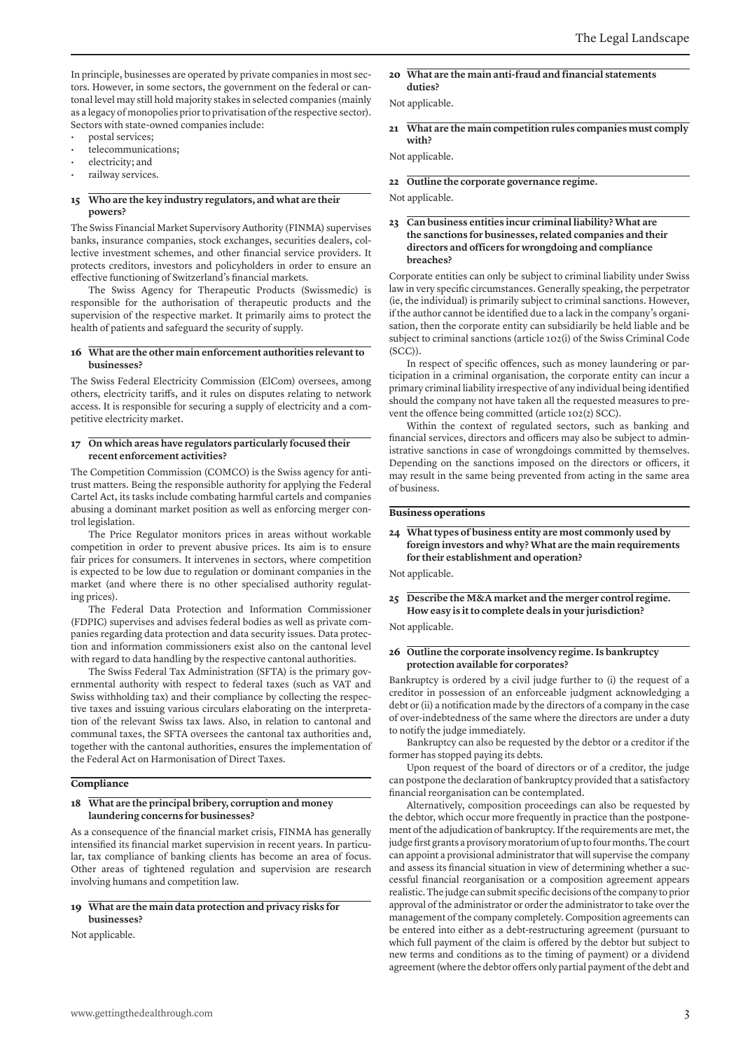In principle, businesses are operated by private companies in most sectors. However, in some sectors, the government on the federal or cantonal level may still hold majority stakes in selected companies (mainly as a legacy of monopolies prior to privatisation of the respective sector). Sectors with state-owned companies include:

- postal services;
- telecommunications;
- electricity; and
- railway services.

### 15 Who are the key industry regulators, and what are their powers?

The Swiss Financial Market Supervisory Authority (FINMA) supervises banks, insurance companies, stock exchanges, securities dealers, collective investment schemes, and other financial service providers. It protects creditors, investors and policyholders in order to ensure an effective functioning of Switzerland's financial markets.

The Swiss Agency for Therapeutic Products (Swissmedic) is responsible for the authorisation of therapeutic products and the supervision of the respective market. It primarily aims to protect the health of patients and safeguard the security of supply.

### 16 What are the other main enforcement authorities relevant to businesses?

The Swiss Federal Electricity Commission (ElCom) oversees, among others, electricity tariffs, and it rules on disputes relating to network access. It is responsible for securing a supply of electricity and a competitive electricity market.

### 17 On which areas have regulators particularly focused their recent enforcement activities?

The Competition Commission (COMCO) is the Swiss agency for antitrust matters. Being the responsible authority for applying the Federal Cartel Act, its tasks include combating harmful cartels and companies abusing a dominant market position as well as enforcing merger control legislation.

The Price Regulator monitors prices in areas without workable competition in order to prevent abusive prices. Its aim is to ensure fair prices for consumers. It intervenes in sectors, where competition is expected to be low due to regulation or dominant companies in the market (and where there is no other specialised authority regulating prices).

The Federal Data Protection and Information Commissioner (FDPIC) supervises and advises federal bodies as well as private companies regarding data protection and data security issues. Data protection and information commissioners exist also on the cantonal level with regard to data handling by the respective cantonal authorities.

The Swiss Federal Tax Administration (SFTA) is the primary governmental authority with respect to federal taxes (such as VAT and Swiss withholding tax) and their compliance by collecting the respective taxes and issuing various circulars elaborating on the interpretation of the relevant Swiss tax laws. Also, in relation to cantonal and communal taxes, the SFTA oversees the cantonal tax authorities and, together with the cantonal authorities, ensures the implementation of the Federal Act on Harmonisation of Direct Taxes.

## Compliance

### 18 What are the principal bribery, corruption and money laundering concerns for businesses?

As a consequence of the financial market crisis, FINMA has generally intensified its financial market supervision in recent years. In particular, tax compliance of banking clients has become an area of focus. Other areas of tightened regulation and supervision are research involving humans and competition law.

### 19 What are the main data protection and privacy risks for businesses?

Not applicable.

### 20 What are the main anti-fraud and financial statements duties?

Not applicable.

### 21 What are the main competition rules companies must comply with?

Not applicable.

### 22 Outline the corporate governance regime.

Not applicable.

### 23 Can business entities incur criminal liability? What are the sanctions for businesses, related companies and their directors and officers for wrongdoing and compliance breaches?

Corporate entities can only be subject to criminal liability under Swiss law in very specific circumstances. Generally speaking, the perpetrator (ie, the individual) is primarily subject to criminal sanctions. However, if the author cannot be identified due to a lack in the company's organisation, then the corporate entity can subsidiarily be held liable and be subject to criminal sanctions (article 102(i) of the Swiss Criminal Code (SCC)).

In respect of specific offences, such as money laundering or participation in a criminal organisation, the corporate entity can incur a primary criminal liability irrespective of any individual being identified should the company not have taken all the requested measures to prevent the offence being committed (article 102(2) SCC).

Within the context of regulated sectors, such as banking and financial services, directors and officers may also be subject to administrative sanctions in case of wrongdoings committed by themselves. Depending on the sanctions imposed on the directors or officers, it may result in the same being prevented from acting in the same area of business.

## Business operations

### 24 What types of business entity are most commonly used by foreign investors and why? What are the main requirements for their establishment and operation?

Not applicable.

### 25 Describe the M&A market and the merger control regime. How easy is it to complete deals in your jurisdiction?

Not applicable.

### 26 Outline the corporate insolvency regime. Is bankruptcy protection available for corporates?

Bankruptcy is ordered by a civil judge further to (i) the request of a creditor in possession of an enforceable judgment acknowledging a debt or (ii) a notification made by the directors of a company in the case of over-indebtedness of the same where the directors are under a duty to notify the judge immediately.

Bankruptcy can also be requested by the debtor or a creditor if the former has stopped paying its debts.

Upon request of the board of directors or of a creditor, the judge can postpone the declaration of bankruptcy provided that a satisfactory financial reorganisation can be contemplated.

Alternatively, composition proceedings can also be requested by the debtor, which occur more frequently in practice than the postponement of the adjudication of bankruptcy. If the requirements are met, the judge first grants a provisory moratorium of up to four months. The court can appoint a provisional administrator that will supervise the company and assess its financial situation in view of determining whether a successful financial reorganisation or a composition agreement appears realistic. The judge can submit specific decisions of the company to prior approval of the administrator or order the administrator to take over the management of the company completely. Composition agreements can be entered into either as a debt-restructuring agreement (pursuant to which full payment of the claim is offered by the debtor but subject to new terms and conditions as to the timing of payment) or a dividend agreement (where the debtor offers only partial payment of the debt and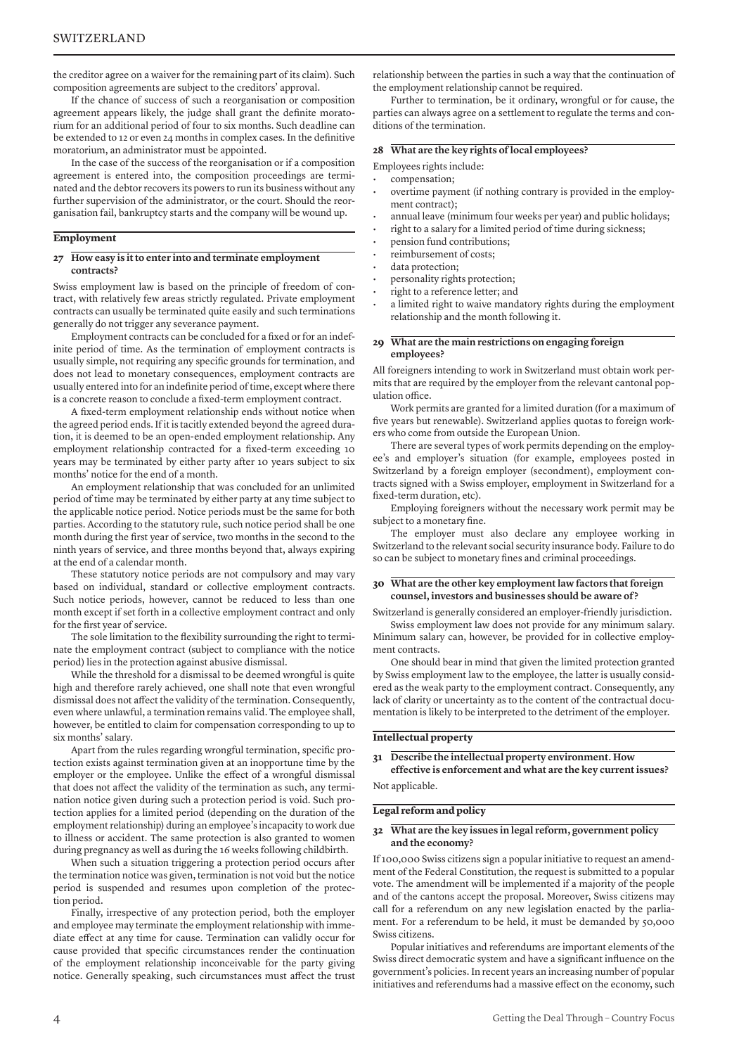the creditor agree on a waiver for the remaining part of its claim). Such composition agreements are subject to the creditors' approval.

If the chance of success of such a reorganisation or composition agreement appears likely, the judge shall grant the definite moratorium for an additional period of four to six months. Such deadline can be extended to 12 or even 24 months in complex cases. In the definitive moratorium, an administrator must be appointed.

In the case of the success of the reorganisation or if a composition agreement is entered into, the composition proceedings are terminated and the debtor recovers its powers to run its business without any further supervision of the administrator, or the court. Should the reorganisation fail, bankruptcy starts and the company will be wound up.

## Employment

### 27 How easy is it to enter into and terminate employment contracts?

Swiss employment law is based on the principle of freedom of contract, with relatively few areas strictly regulated. Private employment contracts can usually be terminated quite easily and such terminations generally do not trigger any severance payment.

Employment contracts can be concluded for a fixed or for an indefinite period of time. As the termination of employment contracts is usually simple, not requiring any specific grounds for termination, and does not lead to monetary consequences, employment contracts are usually entered into for an indefinite period of time, except where there is a concrete reason to conclude a fixed-term employment contract.

A fixed-term employment relationship ends without notice when the agreed period ends. If it is tacitly extended beyond the agreed duration, it is deemed to be an open-ended employment relationship. Any employment relationship contracted for a fixed-term exceeding 10 years may be terminated by either party after 10 years subject to six months' notice for the end of a month.

An employment relationship that was concluded for an unlimited period of time may be terminated by either party at any time subject to the applicable notice period. Notice periods must be the same for both parties. According to the statutory rule, such notice period shall be one month during the first year of service, two months in the second to the ninth years of service, and three months beyond that, always expiring at the end of a calendar month.

These statutory notice periods are not compulsory and may vary based on individual, standard or collective employment contracts. Such notice periods, however, cannot be reduced to less than one month except if set forth in a collective employment contract and only for the first year of service.

The sole limitation to the flexibility surrounding the right to terminate the employment contract (subject to compliance with the notice period) lies in the protection against abusive dismissal.

While the threshold for a dismissal to be deemed wrongful is quite high and therefore rarely achieved, one shall note that even wrongful dismissal does not affect the validity of the termination. Consequently, even where unlawful, a termination remains valid. The employee shall, however, be entitled to claim for compensation corresponding to up to six months' salary.

Apart from the rules regarding wrongful termination, specific protection exists against termination given at an inopportune time by the employer or the employee. Unlike the effect of a wrongful dismissal that does not affect the validity of the termination as such, any termination notice given during such a protection period is void. Such protection applies for a limited period (depending on the duration of the employment relationship) during an employee's incapacity to work due to illness or accident. The same protection is also granted to women during pregnancy as well as during the 16 weeks following childbirth.

When such a situation triggering a protection period occurs after the termination notice was given, termination is not void but the notice period is suspended and resumes upon completion of the protection period.

Finally, irrespective of any protection period, both the employer and employee may terminate the employment relationship with immediate effect at any time for cause. Termination can validly occur for cause provided that specific circumstances render the continuation of the employment relationship inconceivable for the party giving notice. Generally speaking, such circumstances must affect the trust relationship between the parties in such a way that the continuation of the employment relationship cannot be required.

Further to termination, be it ordinary, wrongful or for cause, the parties can always agree on a settlement to regulate the terms and conditions of the termination.

### 28 What are the key rights of local employees?

Employees rights include:

- compensation;
- overtime payment (if nothing contrary is provided in the employment contract);
- annual leave (minimum four weeks per year) and public holidays;
- right to a salary for a limited period of time during sickness;
- pension fund contributions;
- reimbursement of costs;
- data protection;
- personality rights protection;
- right to a reference letter; and
- a limited right to waive mandatory rights during the employment relationship and the month following it.

### 29 What are the main restrictions on engaging foreign employees?

All foreigners intending to work in Switzerland must obtain work permits that are required by the employer from the relevant cantonal population office.

Work permits are granted for a limited duration (for a maximum of five years but renewable). Switzerland applies quotas to foreign workers who come from outside the European Union.

There are several types of work permits depending on the employee's and employer's situation (for example, employees posted in Switzerland by a foreign employer (secondment), employment contracts signed with a Swiss employer, employment in Switzerland for a fixed-term duration, etc).

Employing foreigners without the necessary work permit may be subject to a monetary fine.

The employer must also declare any employee working in Switzerland to the relevant social security insurance body. Failure to do so can be subject to monetary fines and criminal proceedings.

### 30 What are the other key employment law factors that foreign counsel, investors and businesses should be aware of?

Switzerland is generally considered an employer-friendly jurisdiction.

Swiss employment law does not provide for any minimum salary. Minimum salary can, however, be provided for in collective employment contracts.

One should bear in mind that given the limited protection granted by Swiss employment law to the employee, the latter is usually considered as the weak party to the employment contract. Consequently, any lack of clarity or uncertainty as to the content of the contractual documentation is likely to be interpreted to the detriment of the employer.

## Intellectual property

### 31 Describe the intellectual property environment. How effective is enforcement and what are the key current issues?

Not applicable.

## Legal reform and policy

### 32 What are the key issues in legal reform, government policy and the economy?

If 100,000 Swiss citizens sign a popular initiative to request an amendment of the Federal Constitution, the request is submitted to a popular vote. The amendment will be implemented if a majority of the people and of the cantons accept the proposal. Moreover, Swiss citizens may call for a referendum on any new legislation enacted by the parliament. For a referendum to be held, it must be demanded by 50,000 Swiss citizens.

Popular initiatives and referendums are important elements of the Swiss direct democratic system and have a significant influence on the government's policies. In recent years an increasing number of popular initiatives and referendums had a massive effect on the economy, such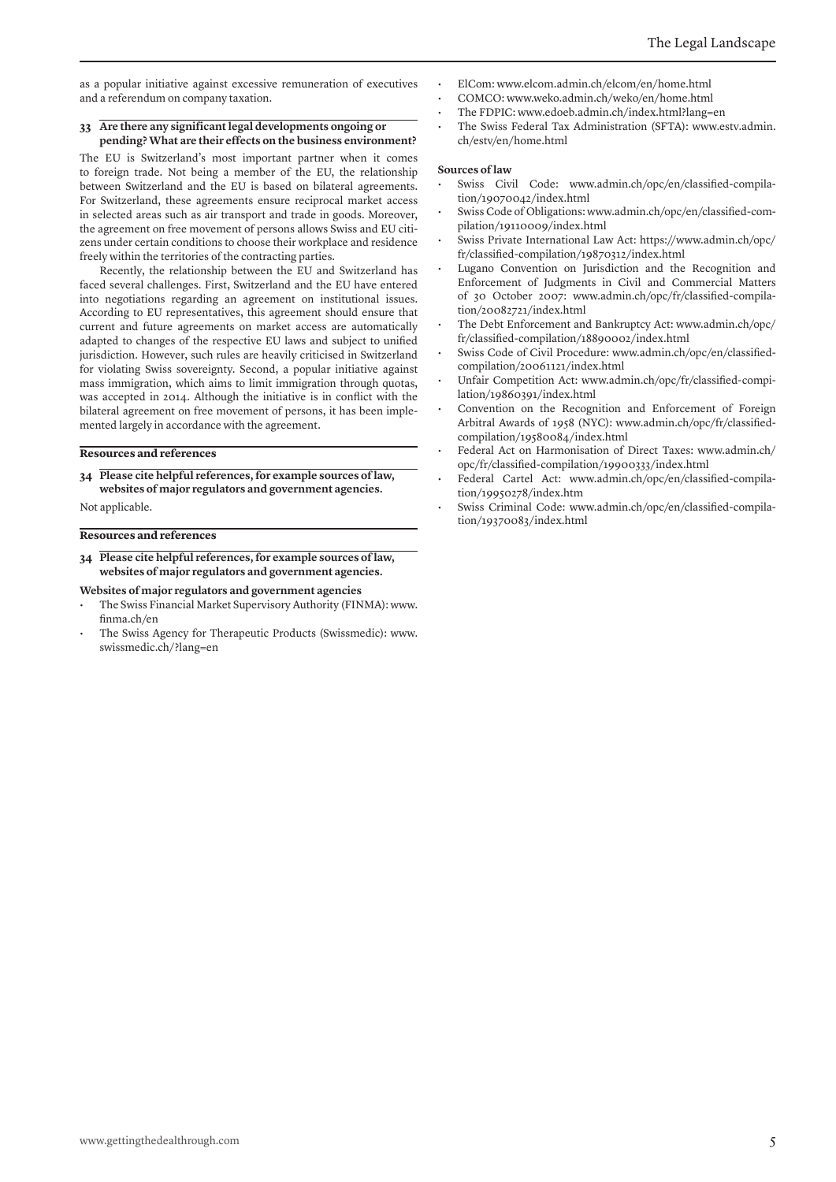as a popular initiative against excessive remuneration of executives and a referendum on company taxation.

**33 Are there any significant legal developments ongoing or pending? What are their effects on the business environment?**

The EU is Switzerland's most important partner when it comes to foreign trade. Not being a member of the EU, the relationship between Switzerland and the EU is based on bilateral agreements. For Switzerland, these agreements ensure reciprocal market access in selected areas such as air transport and trade in goods. Moreover, the agreement on free movement of persons allows Swiss and EU citizens under certain conditions to choose their workplace and residence freely within the territories of the contracting parties.

Recently, the relationship between the EU and Switzerland has faced several challenges. First, Switzerland and the EU have entered into negotiations regarding an agreement on institutional issues. According to EU representatives, this agreement should ensure that current and future agreements on market access are automatically adapted to changes of the respective EU laws and subject to unified jurisdiction. However, such rules are heavily criticised in Switzerland for violating Swiss sovereignty. Second, a popular initiative against mass immigration, which aims to limit immigration through quotas, was accepted in 2014. Although the initiative is in conflict with the bilateral agreement on free movement of persons, it has been implemented largely in accordance with the agreement.

## Resources and references

**34 Please cite helpful references, for example sources of law, websites of major regulators and government agencies.**

Not applicable.

## Resources and references

**34 Please cite helpful references, for example sources of law, websites of major regulators and government agencies.**

**Websites of major regulators and government agencies**

- The Swiss Financial Market Supervisory Authority (FINMA): www.finma.ch/en
- The Swiss Agency for Therapeutic Products (Swissmedic): www.swissmedic.ch/?lang=en
- ElCom: www.elcom.admin.ch/elcom/en/home.html
- COMCO: www.weko.admin.ch/weko/en/home.html
- The FDPIC: www.edoeb.admin.ch/index.html?lang=en
- The Swiss Federal Tax Administration (SFTA): www.estv.admin.ch/estv/en/home.html

**Sources of law**

- Swiss Civil Code: www.admin.ch/opc/en/classified-compilation/19070042/index.html
- Swiss Code of Obligations: www.admin.ch/opc/en/classified-compilation/19110009/index.html
- Swiss Private International Law Act: https://www.admin.ch/opc/fr/classified-compilation/19870312/index.html
- Lugano Convention on Jurisdiction and the Recognition and Enforcement of Judgments in Civil and Commercial Matters of 30 October 2007: www.admin.ch/opc/fr/classified-compilation/20082721/index.html
- The Debt Enforcement and Bankruptcy Act: www.admin.ch/opc/fr/classified-compilation/18890002/index.html
- Swiss Code of Civil Procedure: www.admin.ch/opc/en/classified-compilation/20061121/index.html
- Unfair Competition Act: www.admin.ch/opc/fr/classified-compilation/19860391/index.html
- Convention on the Recognition and Enforcement of Foreign Arbitral Awards of 1958 (NYC): www.admin.ch/opc/fr/classified-compilation/19580084/index.html
- Federal Act on Harmonisation of Direct Taxes: www.admin.ch/opc/fr/classified-compilation/19900333/index.html
- Federal Cartel Act: www.admin.ch/opc/en/classified-compilation/19950278/index.htm
- Swiss Criminal Code: www.admin.ch/opc/en/classified-compilation/19370083/index.html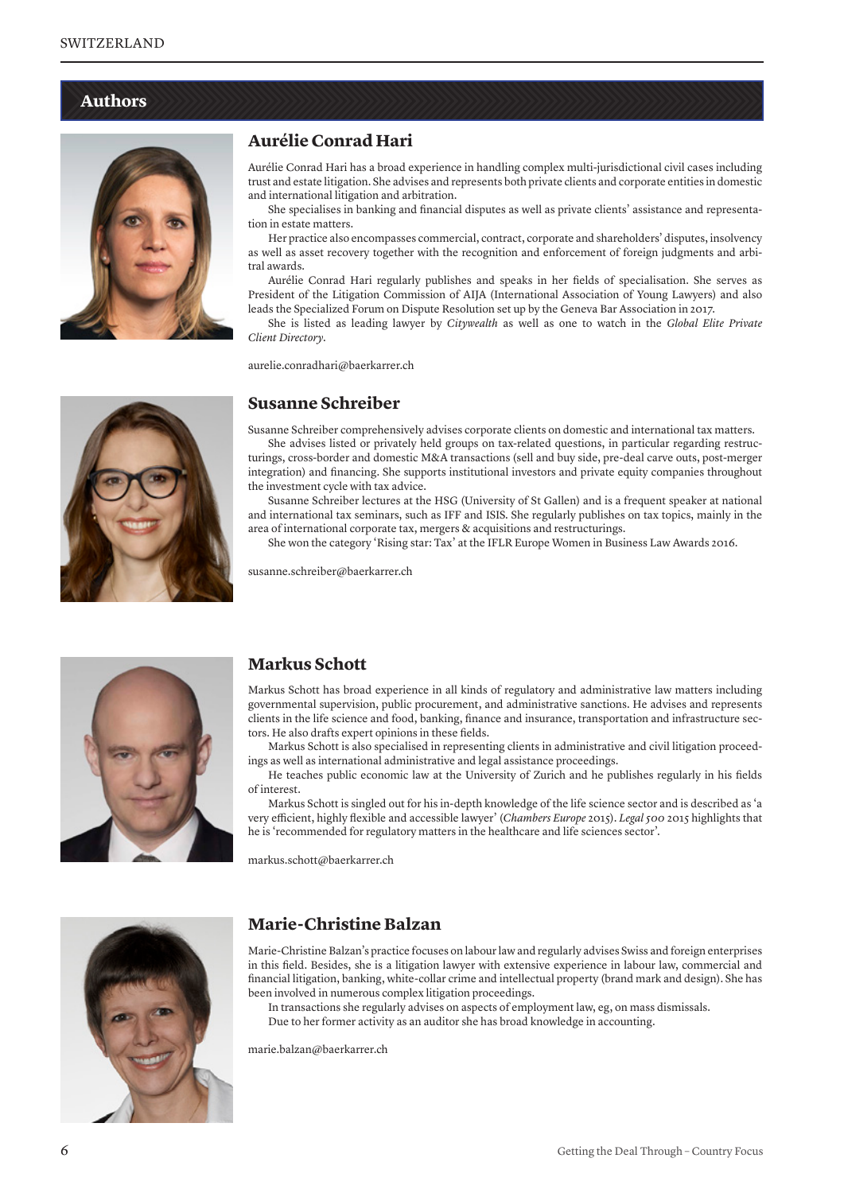## Authors

### Aurélie Conrad Hari

Aurélie Conrad Hari has a broad experience in handling complex multi-jurisdictional civil cases including trust and estate litigation. She advises and represents both private clients and corporate entities in domestic and international litigation and arbitration.

She specialises in banking and financial disputes as well as private clients' assistance and representation in estate matters.

Her practice also encompasses commercial, contract, corporate and shareholders' disputes, insolvency as well as asset recovery together with the recognition and enforcement of foreign judgments and arbitral awards.

Aurélie Conrad Hari regularly publishes and speaks in her fields of specialisation. She serves as President of the Litigation Commission of AIJA (International Association of Young Lawyers) and also leads the Specialized Forum on Dispute Resolution set up by the Geneva Bar Association in 2017.

She is listed as leading lawyer by *Citywealth* as well as one to watch in the *Global Elite Private Client Directory*.

aurelie.conradhari@baerkarrer.ch

### Susanne Schreiber

Susanne Schreiber comprehensively advises corporate clients on domestic and international tax matters.

She advises listed or privately held groups on tax-related questions, in particular regarding restructurings, cross-border and domestic M&A transactions (sell and buy side, pre-deal carve outs, post-merger integration) and financing. She supports institutional investors and private equity companies throughout the investment cycle with tax advice.

Susanne Schreiber lectures at the HSG (University of St Gallen) and is a frequent speaker at national and international tax seminars, such as IFF and ISIS. She regularly publishes on tax topics, mainly in the area of international corporate tax, mergers & acquisitions and restructurings.

She won the category 'Rising star: Tax' at the IFLR Europe Women in Business Law Awards 2016.

susanne.schreiber@baerkarrer.ch

### Markus Schott

Markus Schott has broad experience in all kinds of regulatory and administrative law matters including governmental supervision, public procurement, and administrative sanctions. He advises and represents clients in the life science and food, banking, finance and insurance, transportation and infrastructure sectors. He also drafts expert opinions in these fields.

Markus Schott is also specialised in representing clients in administrative and civil litigation proceedings as well as international administrative and legal assistance proceedings.

He teaches public economic law at the University of Zurich and he publishes regularly in his fields of interest.

Markus Schott is singled out for his in-depth knowledge of the life science sector and is described as 'a very efficient, highly flexible and accessible lawyer' (*Chambers Europe* 2015). *Legal 500* 2015 highlights that he is 'recommended for regulatory matters in the healthcare and life sciences sector'.

markus.schott@baerkarrer.ch

### Marie-Christine Balzan

Marie-Christine Balzan's practice focuses on labour law and regularly advises Swiss and foreign enterprises in this field. Besides, she is a litigation lawyer with extensive experience in labour law, commercial and financial litigation, banking, white-collar crime and intellectual property (brand mark and design). She has been involved in numerous complex litigation proceedings.

In transactions she regularly advises on aspects of employment law, eg, on mass dismissals.

Due to her former activity as an auditor she has broad knowledge in accounting.

marie.balzan@baerkarrer.ch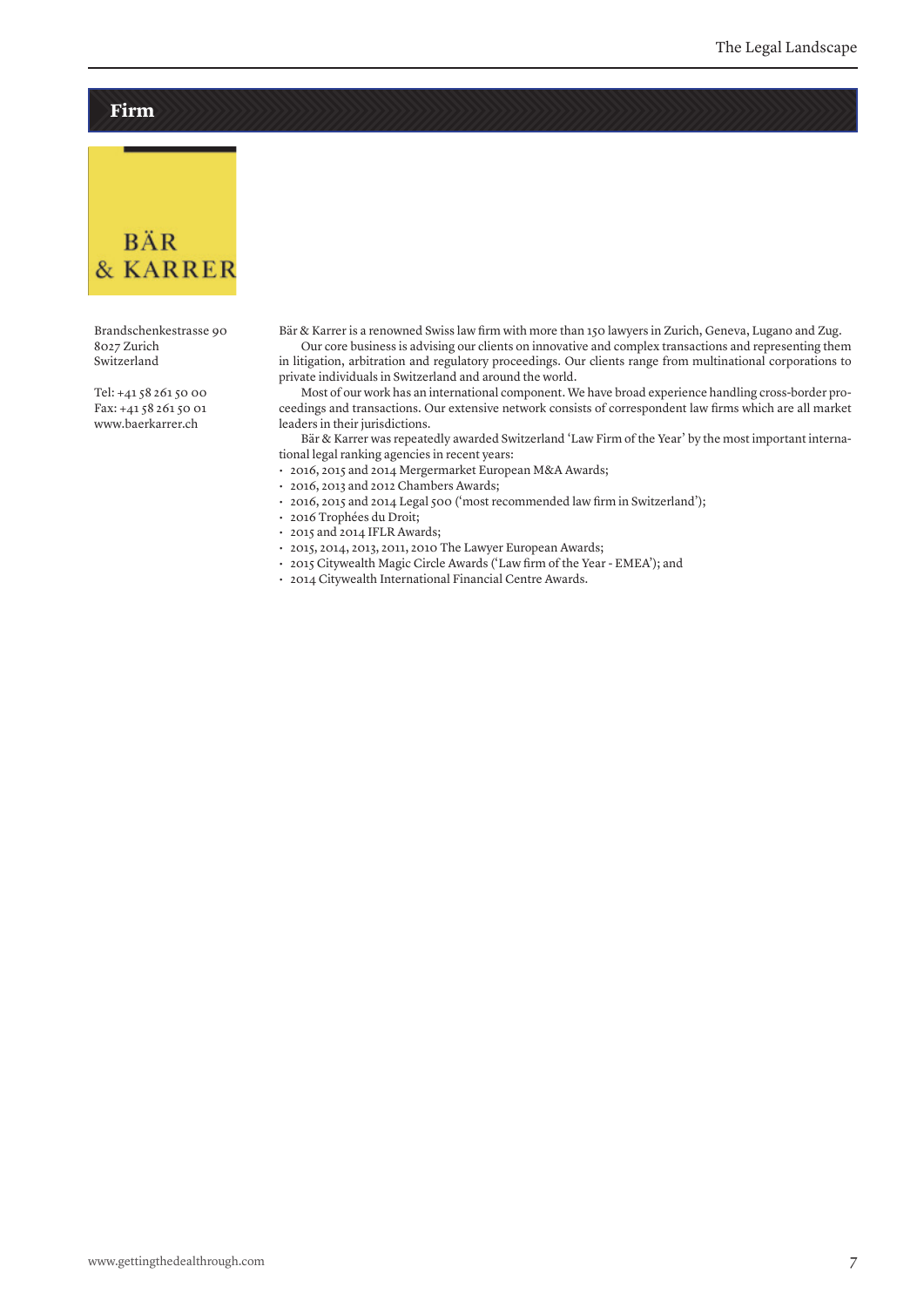## Firm

BÄR & KARRER

Brandschenkestrasse 90
8027 Zurich
Switzerland

Tel: +41 58 261 50 00
Fax: +41 58 261 50 01
www.baerkarrer.ch

Bär & Karrer is a renowned Swiss law firm with more than 150 lawyers in Zurich, Geneva, Lugano and Zug.

Our core business is advising our clients on innovative and complex transactions and representing them in litigation, arbitration and regulatory proceedings. Our clients range from multinational corporations to private individuals in Switzerland and around the world.

Most of our work has an international component. We have broad experience handling cross-border proceedings and transactions. Our extensive network consists of correspondent law firms which are all market leaders in their jurisdictions.

Bär & Karrer was repeatedly awarded Switzerland 'Law Firm of the Year' by the most important international legal ranking agencies in recent years:

- 2016, 2015 and 2014 Mergermarket European M&A Awards;
- 2016, 2013 and 2012 Chambers Awards;
- 2016, 2015 and 2014 Legal 500 ('most recommended law firm in Switzerland');
- 2016 Trophées du Droit;
- 2015 and 2014 IFLR Awards;
- 2015, 2014, 2013, 2011, 2010 The Lawyer European Awards;
- 2015 Citywealth Magic Circle Awards ('Law firm of the Year - EMEA'); and
- 2014 Citywealth International Financial Centre Awards.